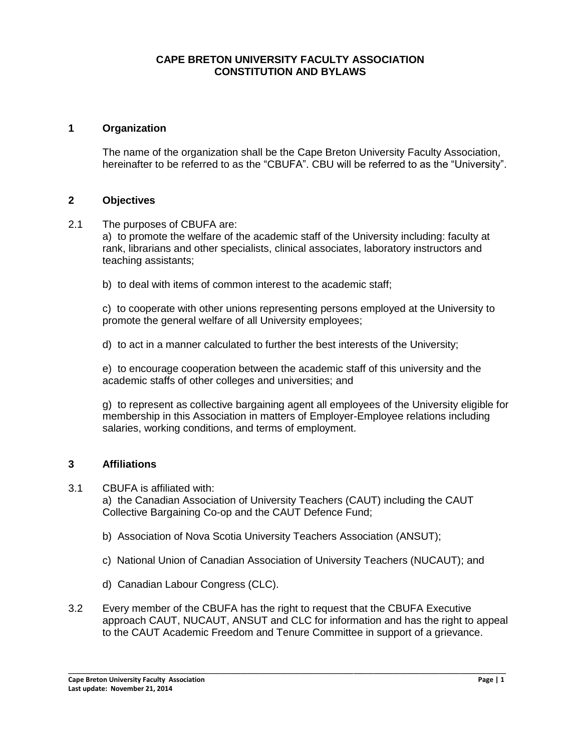# CAPE BRETON UNIVERSITY FACULTY ASSOCIATION
# CONSTITUTION AND BYLAWS

## 1 Organization

The name of the organization shall be the Cape Breton University Faculty Association, hereinafter to be referred to as the "CBUFA". CBU will be referred to as the "University".

## 2 Objectives

2.1 The purposes of CBUFA are:

a) to promote the welfare of the academic staff of the University including: faculty at rank, librarians and other specialists, clinical associates, laboratory instructors and teaching assistants;

b) to deal with items of common interest to the academic staff;

c) to cooperate with other unions representing persons employed at the University to promote the general welfare of all University employees;

d) to act in a manner calculated to further the best interests of the University;

e) to encourage cooperation between the academic staff of this university and the academic staffs of other colleges and universities; and

g) to represent as collective bargaining agent all employees of the University eligible for membership in this Association in matters of Employer-Employee relations including salaries, working conditions, and terms of employment.

## 3 Affiliations

3.1 CBUFA is affiliated with:

a) the Canadian Association of University Teachers (CAUT) including the CAUT Collective Bargaining Co-op and the CAUT Defence Fund;

b) Association of Nova Scotia University Teachers Association (ANSUT);

c) National Union of Canadian Association of University Teachers (NUCAUT); and

d) Canadian Labour Congress (CLC).

3.2 Every member of the CBUFA has the right to request that the CBUFA Executive approach CAUT, NUCAUT, ANSUT and CLC for information and has the right to appeal to the CAUT Academic Freedom and Tenure Committee in support of a grievance.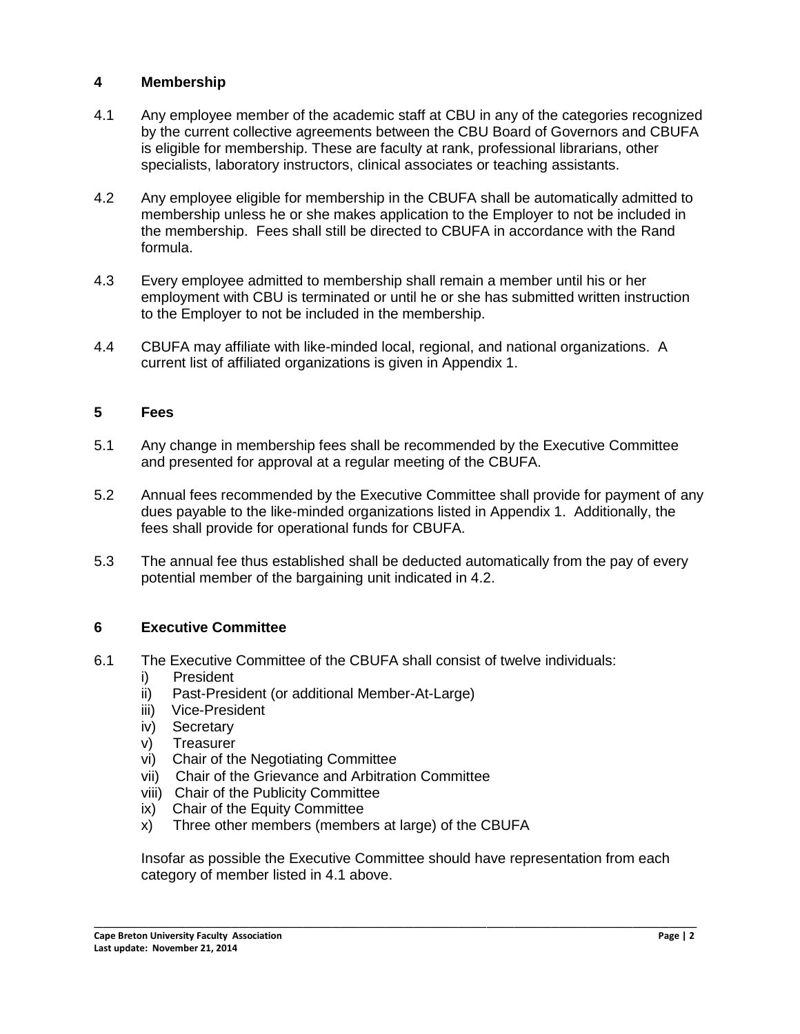## 4 Membership

4.1 Any employee member of the academic staff at CBU in any of the categories recognized by the current collective agreements between the CBU Board of Governors and CBUFA is eligible for membership. These are faculty at rank, professional librarians, other specialists, laboratory instructors, clinical associates or teaching assistants.

4.2 Any employee eligible for membership in the CBUFA shall be automatically admitted to membership unless he or she makes application to the Employer to not be included in the membership. Fees shall still be directed to CBUFA in accordance with the Rand formula.

4.3 Every employee admitted to membership shall remain a member until his or her employment with CBU is terminated or until he or she has submitted written instruction to the Employer to not be included in the membership.

4.4 CBUFA may affiliate with like-minded local, regional, and national organizations. A current list of affiliated organizations is given in Appendix 1.

## 5 Fees

5.1 Any change in membership fees shall be recommended by the Executive Committee and presented for approval at a regular meeting of the CBUFA.

5.2 Annual fees recommended by the Executive Committee shall provide for payment of any dues payable to the like-minded organizations listed in Appendix 1. Additionally, the fees shall provide for operational funds for CBUFA.

5.3 The annual fee thus established shall be deducted automatically from the pay of every potential member of the bargaining unit indicated in 4.2.

## 6 Executive Committee

6.1 The Executive Committee of the CBUFA shall consist of twelve individuals:

- i) President
- ii) Past-President (or additional Member-At-Large)
- iii) Vice-President
- iv) Secretary
- v) Treasurer
- vi) Chair of the Negotiating Committee
- vii) Chair of the Grievance and Arbitration Committee
- viii) Chair of the Publicity Committee
- ix) Chair of the Equity Committee
- x) Three other members (members at large) of the CBUFA

Insofar as possible the Executive Committee should have representation from each category of member listed in 4.1 above.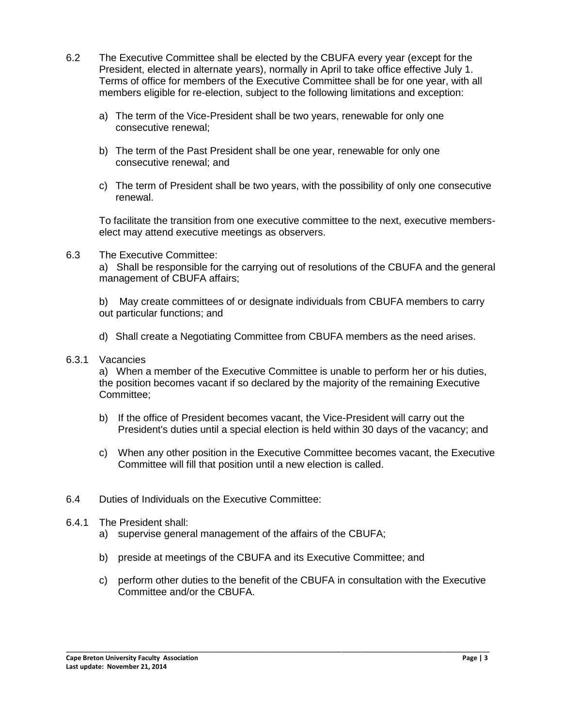6.2 The Executive Committee shall be elected by the CBUFA every year (except for the President, elected in alternate years), normally in April to take office effective July 1. Terms of office for members of the Executive Committee shall be for one year, with all members eligible for re-election, subject to the following limitations and exception:

a) The term of the Vice-President shall be two years, renewable for only one consecutive renewal;

b) The term of the Past President shall be one year, renewable for only one consecutive renewal; and

c) The term of President shall be two years, with the possibility of only one consecutive renewal.

To facilitate the transition from one executive committee to the next, executive members-elect may attend executive meetings as observers.

6.3 The Executive Committee:

a) Shall be responsible for the carrying out of resolutions of the CBUFA and the general management of CBUFA affairs;

b) May create committees of or designate individuals from CBUFA members to carry out particular functions; and

d) Shall create a Negotiating Committee from CBUFA members as the need arises.

6.3.1 Vacancies

a) When a member of the Executive Committee is unable to perform her or his duties, the position becomes vacant if so declared by the majority of the remaining Executive Committee;

b) If the office of President becomes vacant, the Vice-President will carry out the President's duties until a special election is held within 30 days of the vacancy; and

c) When any other position in the Executive Committee becomes vacant, the Executive Committee will fill that position until a new election is called.

6.4 Duties of Individuals on the Executive Committee:

6.4.1 The President shall:

a) supervise general management of the affairs of the CBUFA;

b) preside at meetings of the CBUFA and its Executive Committee; and

c) perform other duties to the benefit of the CBUFA in consultation with the Executive Committee and/or the CBUFA.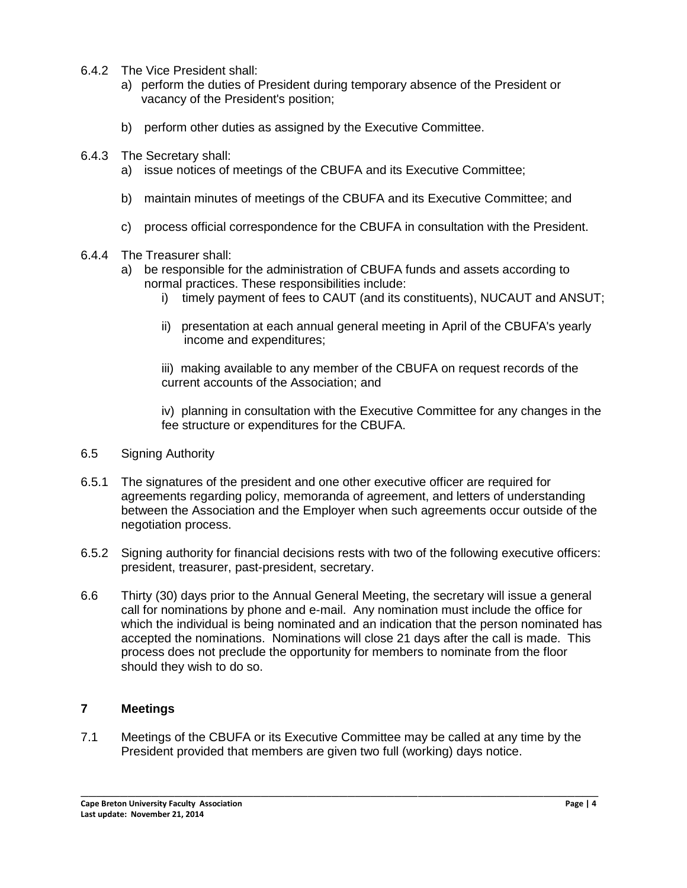6.4.2 The Vice President shall:

a) perform the duties of President during temporary absence of the President or vacancy of the President's position;

b) perform other duties as assigned by the Executive Committee.

6.4.3 The Secretary shall:

a) issue notices of meetings of the CBUFA and its Executive Committee;

b) maintain minutes of meetings of the CBUFA and its Executive Committee; and

c) process official correspondence for the CBUFA in consultation with the President.

6.4.4 The Treasurer shall:

a) be responsible for the administration of CBUFA funds and assets according to normal practices. These responsibilities include:

i) timely payment of fees to CAUT (and its constituents), NUCAUT and ANSUT;

ii) presentation at each annual general meeting in April of the CBUFA's yearly income and expenditures;

iii) making available to any member of the CBUFA on request records of the current accounts of the Association; and

iv) planning in consultation with the Executive Committee for any changes in the fee structure or expenditures for the CBUFA.

6.5 Signing Authority

6.5.1 The signatures of the president and one other executive officer are required for agreements regarding policy, memoranda of agreement, and letters of understanding between the Association and the Employer when such agreements occur outside of the negotiation process.

6.5.2 Signing authority for financial decisions rests with two of the following executive officers: president, treasurer, past-president, secretary.

6.6 Thirty (30) days prior to the Annual General Meeting, the secretary will issue a general call for nominations by phone and e-mail. Any nomination must include the office for which the individual is being nominated and an indication that the person nominated has accepted the nominations. Nominations will close 21 days after the call is made. This process does not preclude the opportunity for members to nominate from the floor should they wish to do so.

## 7 Meetings

7.1 Meetings of the CBUFA or its Executive Committee may be called at any time by the President provided that members are given two full (working) days notice.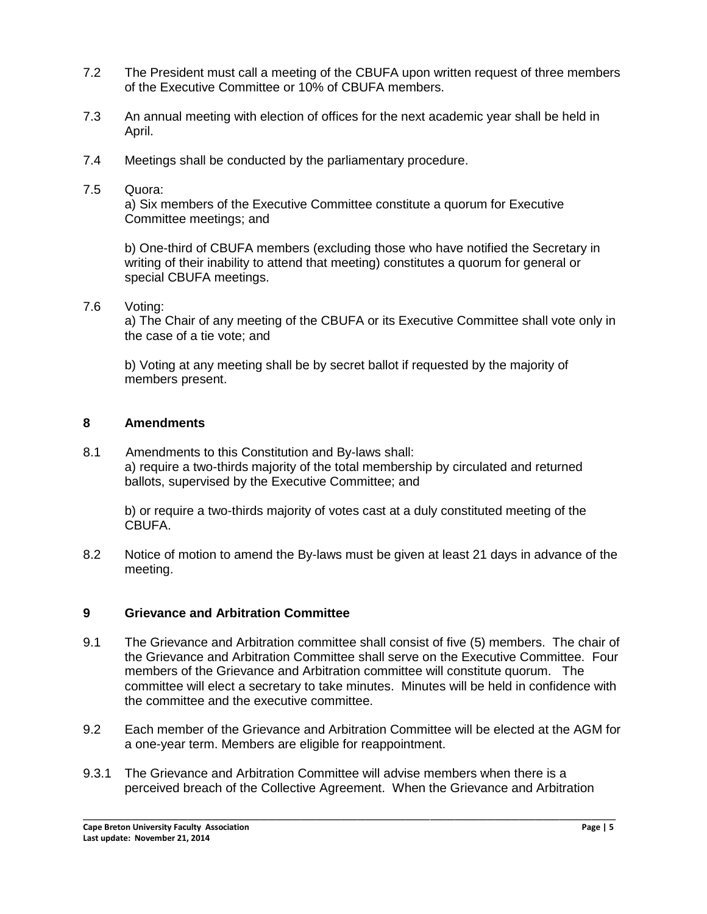7.2 The President must call a meeting of the CBUFA upon written request of three members of the Executive Committee or 10% of CBUFA members.

7.3 An annual meeting with election of offices for the next academic year shall be held in April.

7.4 Meetings shall be conducted by the parliamentary procedure.

7.5 Quora:
a) Six members of the Executive Committee constitute a quorum for Executive Committee meetings; and

b) One-third of CBUFA members (excluding those who have notified the Secretary in writing of their inability to attend that meeting) constitutes a quorum for general or special CBUFA meetings.

7.6 Voting:
a) The Chair of any meeting of the CBUFA or its Executive Committee shall vote only in the case of a tie vote; and

b) Voting at any meeting shall be by secret ballot if requested by the majority of members present.

## 8 Amendments

8.1 Amendments to this Constitution and By-laws shall:
a) require a two-thirds majority of the total membership by circulated and returned ballots, supervised by the Executive Committee; and

b) or require a two-thirds majority of votes cast at a duly constituted meeting of the CBUFA.

8.2 Notice of motion to amend the By-laws must be given at least 21 days in advance of the meeting.

## 9 Grievance and Arbitration Committee

9.1 The Grievance and Arbitration committee shall consist of five (5) members. The chair of the Grievance and Arbitration Committee shall serve on the Executive Committee. Four members of the Grievance and Arbitration committee will constitute quorum. The committee will elect a secretary to take minutes. Minutes will be held in confidence with the committee and the executive committee.

9.2 Each member of the Grievance and Arbitration Committee will be elected at the AGM for a one-year term. Members are eligible for reappointment.

9.3.1 The Grievance and Arbitration Committee will advise members when there is a perceived breach of the Collective Agreement. When the Grievance and Arbitration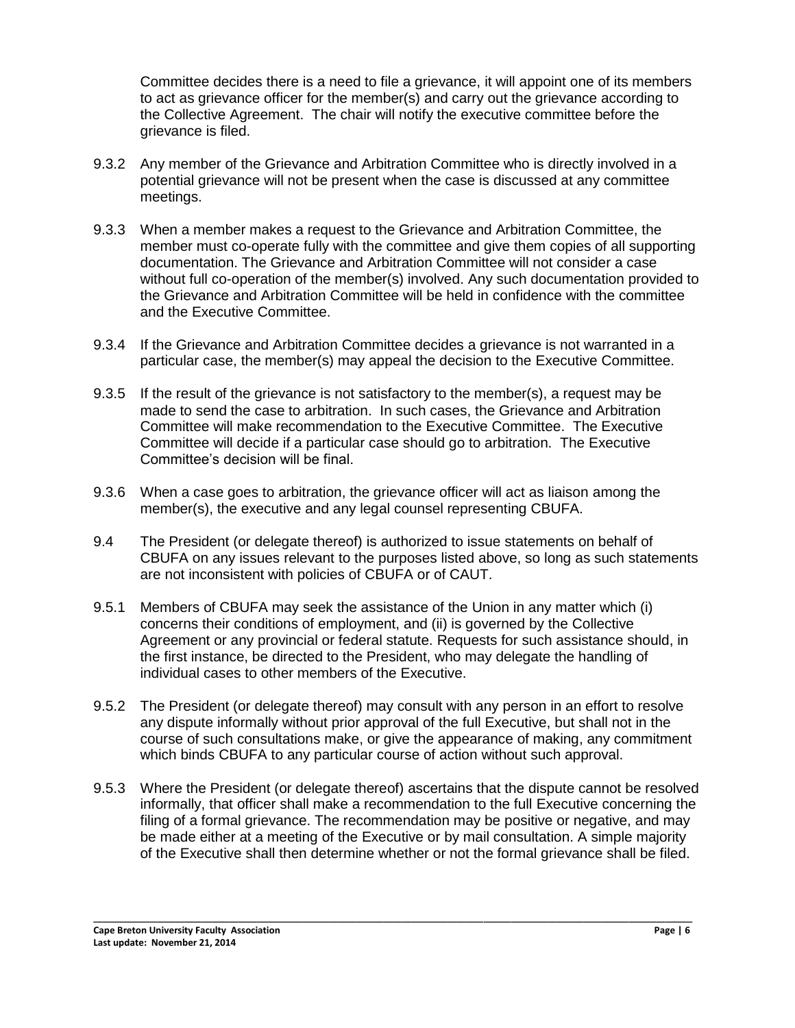Committee decides there is a need to file a grievance, it will appoint one of its members to act as grievance officer for the member(s) and carry out the grievance according to the Collective Agreement. The chair will notify the executive committee before the grievance is filed.

9.3.2 Any member of the Grievance and Arbitration Committee who is directly involved in a potential grievance will not be present when the case is discussed at any committee meetings.

9.3.3 When a member makes a request to the Grievance and Arbitration Committee, the member must co-operate fully with the committee and give them copies of all supporting documentation. The Grievance and Arbitration Committee will not consider a case without full co-operation of the member(s) involved. Any such documentation provided to the Grievance and Arbitration Committee will be held in confidence with the committee and the Executive Committee.

9.3.4 If the Grievance and Arbitration Committee decides a grievance is not warranted in a particular case, the member(s) may appeal the decision to the Executive Committee.

9.3.5 If the result of the grievance is not satisfactory to the member(s), a request may be made to send the case to arbitration. In such cases, the Grievance and Arbitration Committee will make recommendation to the Executive Committee. The Executive Committee will decide if a particular case should go to arbitration. The Executive Committee's decision will be final.

9.3.6 When a case goes to arbitration, the grievance officer will act as liaison among the member(s), the executive and any legal counsel representing CBUFA.

9.4 The President (or delegate thereof) is authorized to issue statements on behalf of CBUFA on any issues relevant to the purposes listed above, so long as such statements are not inconsistent with policies of CBUFA or of CAUT.

9.5.1 Members of CBUFA may seek the assistance of the Union in any matter which (i) concerns their conditions of employment, and (ii) is governed by the Collective Agreement or any provincial or federal statute. Requests for such assistance should, in the first instance, be directed to the President, who may delegate the handling of individual cases to other members of the Executive.

9.5.2 The President (or delegate thereof) may consult with any person in an effort to resolve any dispute informally without prior approval of the full Executive, but shall not in the course of such consultations make, or give the appearance of making, any commitment which binds CBUFA to any particular course of action without such approval.

9.5.3 Where the President (or delegate thereof) ascertains that the dispute cannot be resolved informally, that officer shall make a recommendation to the full Executive concerning the filing of a formal grievance. The recommendation may be positive or negative, and may be made either at a meeting of the Executive or by mail consultation. A simple majority of the Executive shall then determine whether or not the formal grievance shall be filed.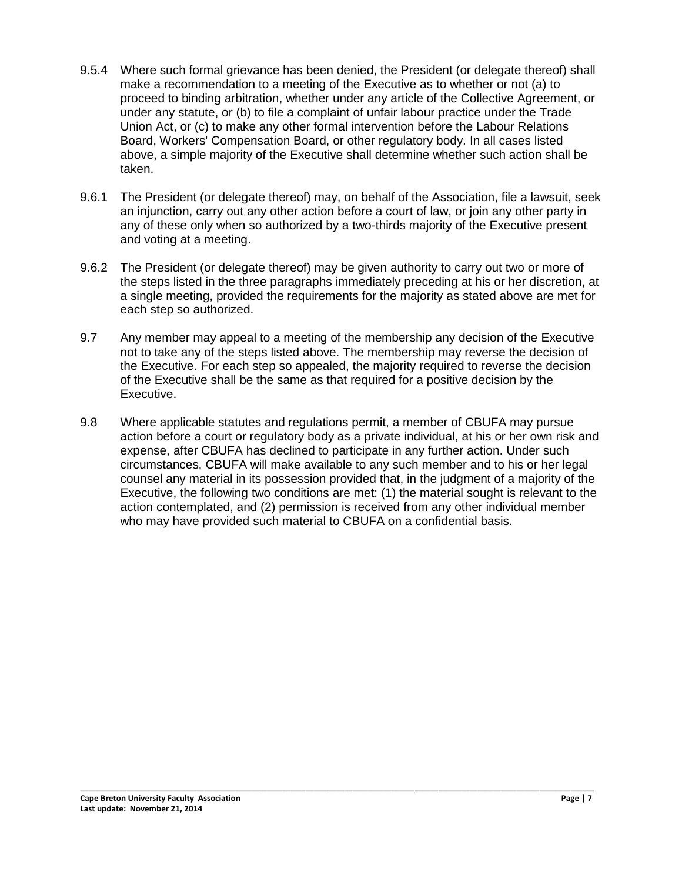9.5.4 Where such formal grievance has been denied, the President (or delegate thereof) shall make a recommendation to a meeting of the Executive as to whether or not (a) to proceed to binding arbitration, whether under any article of the Collective Agreement, or under any statute, or (b) to file a complaint of unfair labour practice under the Trade Union Act, or (c) to make any other formal intervention before the Labour Relations Board, Workers' Compensation Board, or other regulatory body. In all cases listed above, a simple majority of the Executive shall determine whether such action shall be taken.

9.6.1 The President (or delegate thereof) may, on behalf of the Association, file a lawsuit, seek an injunction, carry out any other action before a court of law, or join any other party in any of these only when so authorized by a two-thirds majority of the Executive present and voting at a meeting.

9.6.2 The President (or delegate thereof) may be given authority to carry out two or more of the steps listed in the three paragraphs immediately preceding at his or her discretion, at a single meeting, provided the requirements for the majority as stated above are met for each step so authorized.

9.7 Any member may appeal to a meeting of the membership any decision of the Executive not to take any of the steps listed above. The membership may reverse the decision of the Executive. For each step so appealed, the majority required to reverse the decision of the Executive shall be the same as that required for a positive decision by the Executive.

9.8 Where applicable statutes and regulations permit, a member of CBUFA may pursue action before a court or regulatory body as a private individual, at his or her own risk and expense, after CBUFA has declined to participate in any further action. Under such circumstances, CBUFA will make available to any such member and to his or her legal counsel any material in its possession provided that, in the judgment of a majority of the Executive, the following two conditions are met: (1) the material sought is relevant to the action contemplated, and (2) permission is received from any other individual member who may have provided such material to CBUFA on a confidential basis.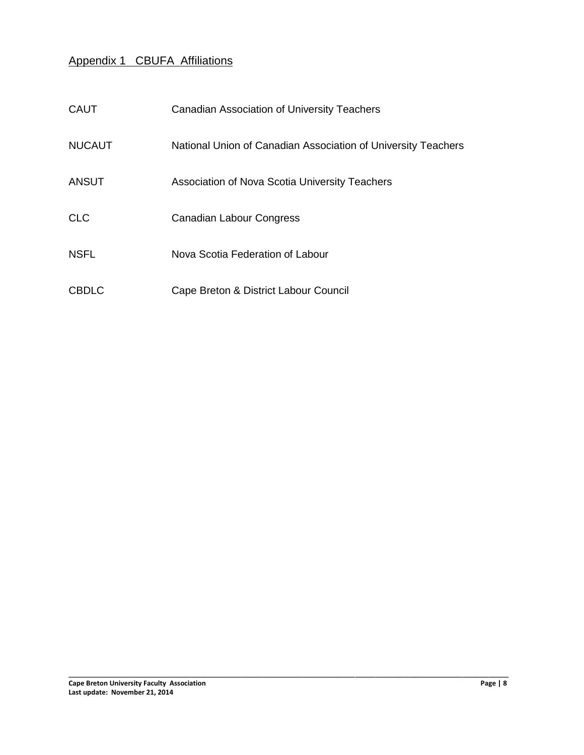## Appendix 1 CBUFA Affiliations

| | |
|---|---|
| CAUT | Canadian Association of University Teachers |
| NUCAUT | National Union of Canadian Association of University Teachers |
| ANSUT | Association of Nova Scotia University Teachers |
| CLC | Canadian Labour Congress |
| NSFL | Nova Scotia Federation of Labour |
| CBDLC | Cape Breton & District Labour Council |